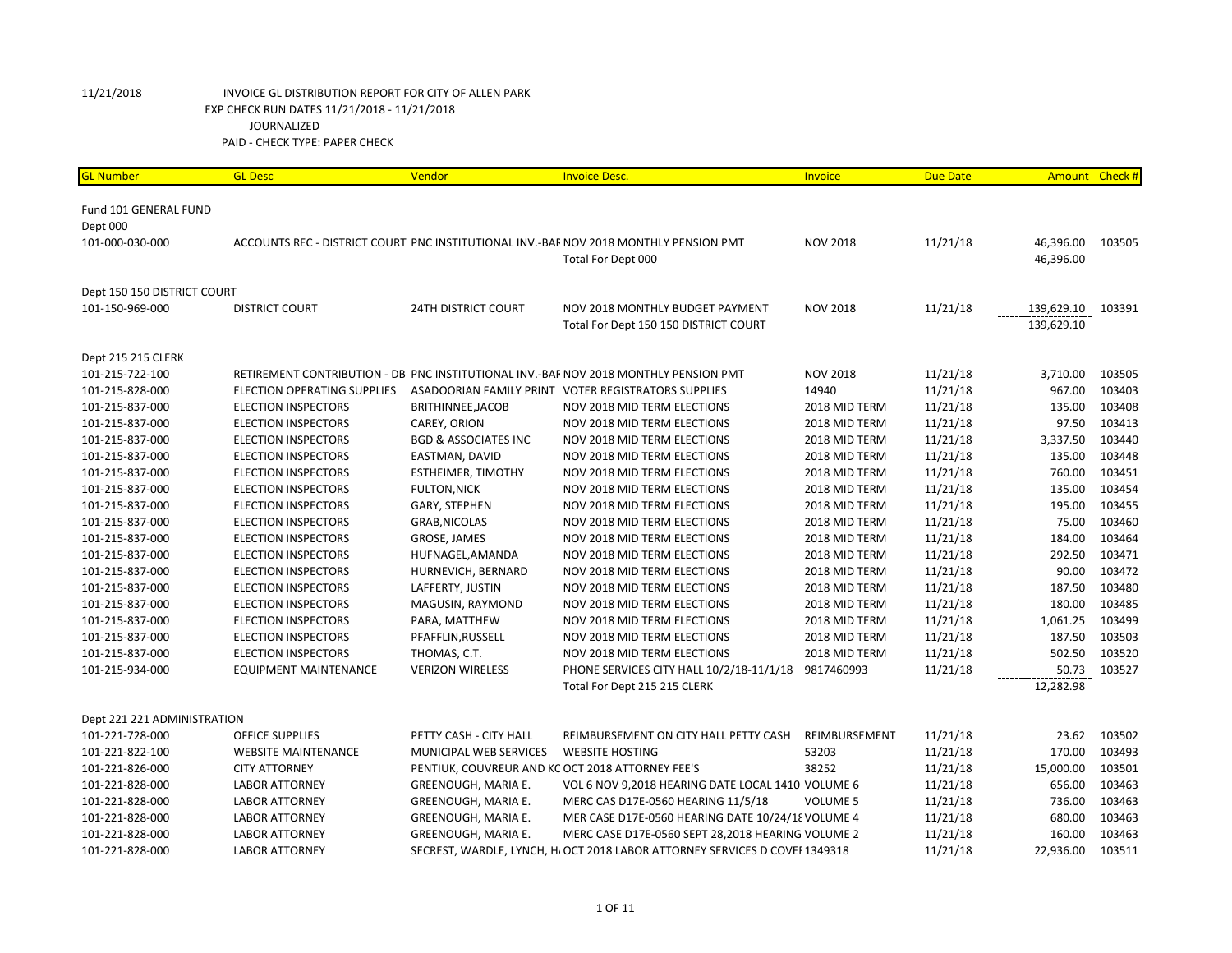11/21/2018 INVOICE GL DISTRIBUTION REPORT FOR CITY OF ALLEN PARK
EXP CHECK RUN DATES 11/21/2018 - 11/21/2018
JOURNALIZED
PAID - CHECK TYPE: PAPER CHECK

| GL Number | GL Desc | Vendor | Invoice Desc. | Invoice | Due Date | Amount | Check # |
|---|---|---|---|---|---|---|---|
| Fund 101 GENERAL FUND | | | | | | | |
| Dept 000 | | | | | | | |
| 101-000-030-000 | ACCOUNTS REC - DISTRICT COURT | PNC INSTITUTIONAL INV.-BAF | NOV 2018 MONTHLY PENSION PMT | NOV 2018 | 11/21/18 | 46,396.00 | 103505 |
| | | | Total For Dept 000 | | | 46,396.00 | |
| Dept 150 150 DISTRICT COURT | | | | | | | |
| 101-150-969-000 | DISTRICT COURT | 24TH DISTRICT COURT | NOV 2018 MONTHLY BUDGET PAYMENT | NOV 2018 | 11/21/18 | 139,629.10 | 103391 |
| | | | Total For Dept 150 150 DISTRICT COURT | | | 139,629.10 | |
| Dept 215 215 CLERK | | | | | | | |
| 101-215-722-100 | RETIREMENT CONTRIBUTION - DB | PNC INSTITUTIONAL INV.-BAF | NOV 2018 MONTHLY PENSION PMT | NOV 2018 | 11/21/18 | 3,710.00 | 103505 |
| 101-215-828-000 | ELECTION OPERATING SUPPLIES | ASADOORIAN FAMILY PRINT | VOTER REGISTRATORS SUPPLIES | 14940 | 11/21/18 | 967.00 | 103403 |
| 101-215-837-000 | ELECTION INSPECTORS | BRITHINNEE,JACOB | NOV 2018 MID TERM ELECTIONS | 2018 MID TERM | 11/21/18 | 135.00 | 103408 |
| 101-215-837-000 | ELECTION INSPECTORS | CAREY, ORION | NOV 2018 MID TERM ELECTIONS | 2018 MID TERM | 11/21/18 | 97.50 | 103413 |
| 101-215-837-000 | ELECTION INSPECTORS | BGD & ASSOCIATES INC | NOV 2018 MID TERM ELECTIONS | 2018 MID TERM | 11/21/18 | 3,337.50 | 103440 |
| 101-215-837-000 | ELECTION INSPECTORS | EASTMAN, DAVID | NOV 2018 MID TERM ELECTIONS | 2018 MID TERM | 11/21/18 | 135.00 | 103448 |
| 101-215-837-000 | ELECTION INSPECTORS | ESTHEIMER, TIMOTHY | NOV 2018 MID TERM ELECTIONS | 2018 MID TERM | 11/21/18 | 760.00 | 103451 |
| 101-215-837-000 | ELECTION INSPECTORS | FULTON,NICK | NOV 2018 MID TERM ELECTIONS | 2018 MID TERM | 11/21/18 | 135.00 | 103454 |
| 101-215-837-000 | ELECTION INSPECTORS | GARY, STEPHEN | NOV 2018 MID TERM ELECTIONS | 2018 MID TERM | 11/21/18 | 195.00 | 103455 |
| 101-215-837-000 | ELECTION INSPECTORS | GRAB,NICOLAS | NOV 2018 MID TERM ELECTIONS | 2018 MID TERM | 11/21/18 | 75.00 | 103460 |
| 101-215-837-000 | ELECTION INSPECTORS | GROSE, JAMES | NOV 2018 MID TERM ELECTIONS | 2018 MID TERM | 11/21/18 | 184.00 | 103464 |
| 101-215-837-000 | ELECTION INSPECTORS | HUFNAGEL,AMANDA | NOV 2018 MID TERM ELECTIONS | 2018 MID TERM | 11/21/18 | 292.50 | 103471 |
| 101-215-837-000 | ELECTION INSPECTORS | HURNEVICH, BERNARD | NOV 2018 MID TERM ELECTIONS | 2018 MID TERM | 11/21/18 | 90.00 | 103472 |
| 101-215-837-000 | ELECTION INSPECTORS | LAFFERTY, JUSTIN | NOV 2018 MID TERM ELECTIONS | 2018 MID TERM | 11/21/18 | 187.50 | 103480 |
| 101-215-837-000 | ELECTION INSPECTORS | MAGUSIN, RAYMOND | NOV 2018 MID TERM ELECTIONS | 2018 MID TERM | 11/21/18 | 180.00 | 103485 |
| 101-215-837-000 | ELECTION INSPECTORS | PARA, MATTHEW | NOV 2018 MID TERM ELECTIONS | 2018 MID TERM | 11/21/18 | 1,061.25 | 103499 |
| 101-215-837-000 | ELECTION INSPECTORS | PFAFFLIN,RUSSELL | NOV 2018 MID TERM ELECTIONS | 2018 MID TERM | 11/21/18 | 187.50 | 103503 |
| 101-215-837-000 | ELECTION INSPECTORS | THOMAS, C.T. | NOV 2018 MID TERM ELECTIONS | 2018 MID TERM | 11/21/18 | 502.50 | 103520 |
| 101-215-934-000 | EQUIPMENT MAINTENANCE | VERIZON WIRELESS | PHONE SERVICES CITY HALL 10/2/18-11/1/18 | 9817460993 | 11/21/18 | 50.73 | 103527 |
| | | | Total For Dept 215 215 CLERK | | | 12,282.98 | |
| Dept 221 221 ADMINISTRATION | | | | | | | |
| 101-221-728-000 | OFFICE SUPPLIES | PETTY CASH - CITY HALL | REIMBURSEMENT ON CITY HALL PETTY CASH | REIMBURSEMENT | 11/21/18 | 23.62 | 103502 |
| 101-221-822-100 | WEBSITE MAINTENANCE | MUNICIPAL WEB SERVICES | WEBSITE HOSTING | 53203 | 11/21/18 | 170.00 | 103493 |
| 101-221-826-000 | CITY ATTORNEY | PENTIUK, COUVREUR AND KC | OCT 2018 ATTORNEY FEE'S | 38252 | 11/21/18 | 15,000.00 | 103501 |
| 101-221-828-000 | LABOR ATTORNEY | GREENOUGH, MARIA E. | VOL 6 NOV 9,2018 HEARING DATE LOCAL 1410 | VOLUME 6 | 11/21/18 | 656.00 | 103463 |
| 101-221-828-000 | LABOR ATTORNEY | GREENOUGH, MARIA E. | MERC CAS D17E-0560 HEARING 11/5/18 | VOLUME 5 | 11/21/18 | 736.00 | 103463 |
| 101-221-828-000 | LABOR ATTORNEY | GREENOUGH, MARIA E. | MER CASE D17E-0560 HEARING DATE 10/24/18 | VOLUME 4 | 11/21/18 | 680.00 | 103463 |
| 101-221-828-000 | LABOR ATTORNEY | GREENOUGH, MARIA E. | MERC CASE D17E-0560 SEPT 28,2018 HEARING | VOLUME 2 | 11/21/18 | 160.00 | 103463 |
| 101-221-828-000 | LABOR ATTORNEY | SECREST, WARDLE, LYNCH, H. | OCT 2018 LABOR ATTORNEY SERVICES D COVEI | 1349318 | 11/21/18 | 22,936.00 | 103511 |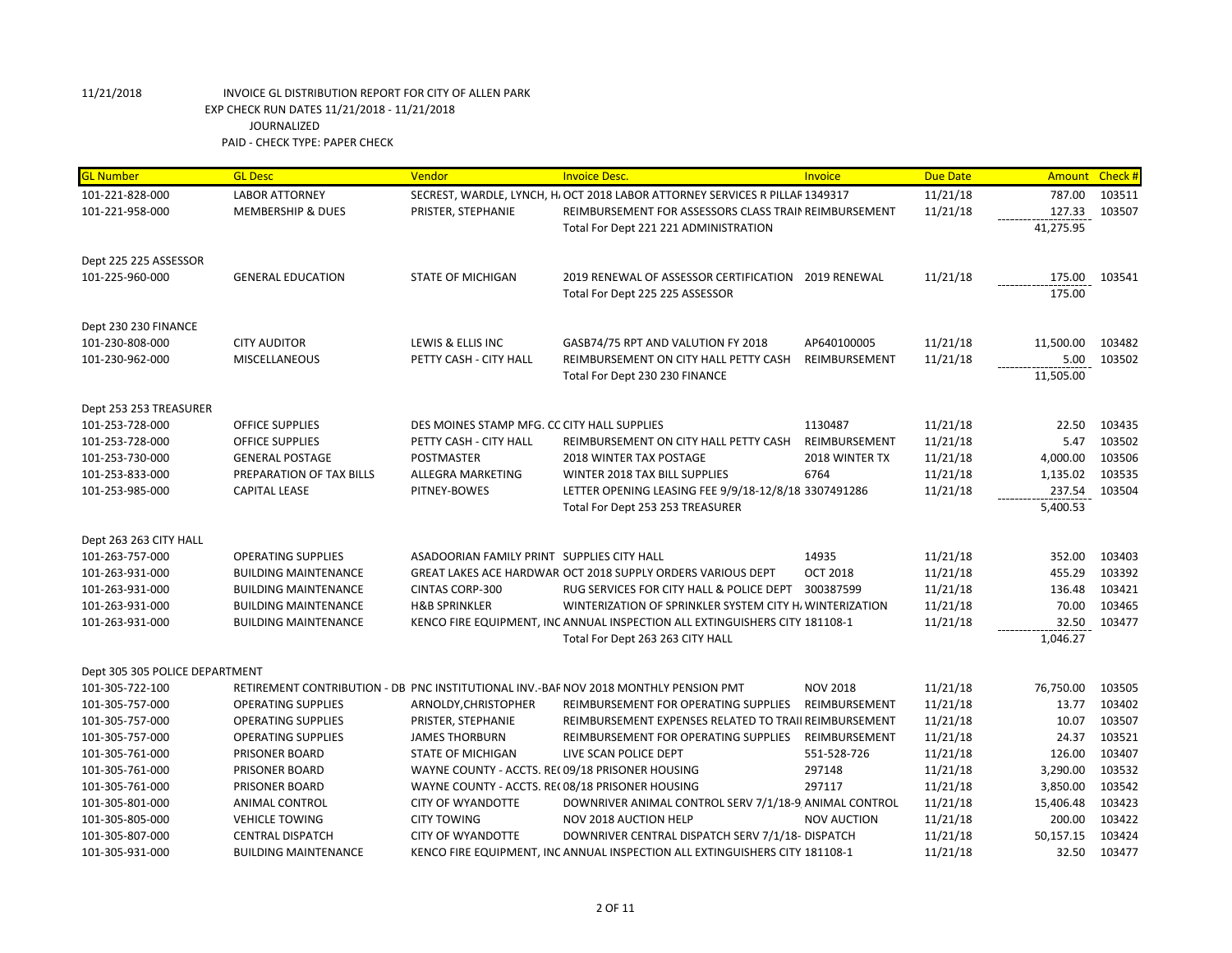11/21/2018 INVOICE GL DISTRIBUTION REPORT FOR CITY OF ALLEN PARK
EXP CHECK RUN DATES 11/21/2018 - 11/21/2018
JOURNALIZED
PAID - CHECK TYPE: PAPER CHECK

| GL Number | GL Desc | Vendor | Invoice Desc. | Invoice | Due Date | Amount | Check # |
|---|---|---|---|---|---|---|---|
| 101-221-828-000 | LABOR ATTORNEY | SECREST, WARDLE, LYNCH, H, | OCT 2018 LABOR ATTORNEY SERVICES R PILLAF | 1349317 | 11/21/18 | 787.00 | 103511 |
| 101-221-958-000 | MEMBERSHIP & DUES | PRISTER, STEPHANIE | REIMBURSEMENT FOR ASSESSORS CLASS TRAIN | REIMBURSEMENT | 11/21/18 | 127.33 | 103507 |
| | | | Total For Dept 221 221 ADMINISTRATION | | | 41,275.95 | |
| Dept 225 225 ASSESSOR | | | | | | | |
| 101-225-960-000 | GENERAL EDUCATION | STATE OF MICHIGAN | 2019 RENEWAL OF ASSESSOR CERTIFICATION | 2019 RENEWAL | 11/21/18 | 175.00 | 103541 |
| | | | Total For Dept 225 225 ASSESSOR | | | 175.00 | |
| Dept 230 230 FINANCE | | | | | | | |
| 101-230-808-000 | CITY AUDITOR | LEWIS & ELLIS INC | GASB74/75 RPT AND VALUTION FY 2018 | AP640100005 | 11/21/18 | 11,500.00 | 103482 |
| 101-230-962-000 | MISCELLANEOUS | PETTY CASH - CITY HALL | REIMBURSEMENT ON CITY HALL PETTY CASH | REIMBURSEMENT | 11/21/18 | 5.00 | 103502 |
| | | | Total For Dept 230 230 FINANCE | | | 11,505.00 | |
| Dept 253 253 TREASURER | | | | | | | |
| 101-253-728-000 | OFFICE SUPPLIES | DES MOINES STAMP MFG. CO | CITY HALL SUPPLIES | 1130487 | 11/21/18 | 22.50 | 103435 |
| 101-253-728-000 | OFFICE SUPPLIES | PETTY CASH - CITY HALL | REIMBURSEMENT ON CITY HALL PETTY CASH | REIMBURSEMENT | 11/21/18 | 5.47 | 103502 |
| 101-253-730-000 | GENERAL POSTAGE | POSTMASTER | 2018 WINTER TAX POSTAGE | 2018 WINTER TX | 11/21/18 | 4,000.00 | 103506 |
| 101-253-833-000 | PREPARATION OF TAX BILLS | ALLEGRA MARKETING | WINTER 2018 TAX BILL SUPPLIES | 6764 | 11/21/18 | 1,135.02 | 103535 |
| 101-253-985-000 | CAPITAL LEASE | PITNEY-BOWES | LETTER OPENING LEASING FEE 9/9/18-12/8/18 | 3307491286 | 11/21/18 | 237.54 | 103504 |
| | | | Total For Dept 253 253 TREASURER | | | 5,400.53 | |
| Dept 263 263 CITY HALL | | | | | | | |
| 101-263-757-000 | OPERATING SUPPLIES | ASADOORIAN FAMILY PRINT | SUPPLIES CITY HALL | 14935 | 11/21/18 | 352.00 | 103403 |
| 101-263-931-000 | BUILDING MAINTENANCE | GREAT LAKES ACE HARDWAR | OCT 2018 SUPPLY ORDERS VARIOUS DEPT | OCT 2018 | 11/21/18 | 455.29 | 103392 |
| 101-263-931-000 | BUILDING MAINTENANCE | CINTAS CORP-300 | RUG SERVICES FOR CITY HALL & POLICE DEPT | 300387599 | 11/21/18 | 136.48 | 103421 |
| 101-263-931-000 | BUILDING MAINTENANCE | H&B SPRINKLER | WINTERIZATION OF SPRINKLER SYSTEM CITY H, | WINTERIZATION | 11/21/18 | 70.00 | 103465 |
| 101-263-931-000 | BUILDING MAINTENANCE | KENCO FIRE EQUIPMENT, INC | ANNUAL INSPECTION ALL EXTINGUISHERS CITY | 181108-1 | 11/21/18 | 32.50 | 103477 |
| | | | Total For Dept 263 263 CITY HALL | | | 1,046.27 | |
| Dept 305 305 POLICE DEPARTMENT | | | | | | | |
| 101-305-722-100 | RETIREMENT CONTRIBUTION - DB | PNC INSTITUTIONAL INV.-BAF | NOV 2018 MONTHLY PENSION PMT | NOV 2018 | 11/21/18 | 76,750.00 | 103505 |
| 101-305-757-000 | OPERATING SUPPLIES | ARNOLDY,CHRISTOPHER | REIMBURSEMENT FOR OPERATING SUPPLIES | REIMBURSEMENT | 11/21/18 | 13.77 | 103402 |
| 101-305-757-000 | OPERATING SUPPLIES | PRISTER, STEPHANIE | REIMBURSEMENT EXPENSES RELATED TO TRAII | REIMBURSEMENT | 11/21/18 | 10.07 | 103507 |
| 101-305-757-000 | OPERATING SUPPLIES | JAMES THORBURN | REIMBURSEMENT FOR OPERATING SUPPLIES | REIMBURSEMENT | 11/21/18 | 24.37 | 103521 |
| 101-305-761-000 | PRISONER BOARD | STATE OF MICHIGAN | LIVE SCAN POLICE DEPT | 551-528-726 | 11/21/18 | 126.00 | 103407 |
| 101-305-761-000 | PRISONER BOARD | WAYNE COUNTY - ACCTS. RE( | 09/18 PRISONER HOUSING | 297148 | 11/21/18 | 3,290.00 | 103532 |
| 101-305-761-000 | PRISONER BOARD | WAYNE COUNTY - ACCTS. RE( | 08/18 PRISONER HOUSING | 297117 | 11/21/18 | 3,850.00 | 103542 |
| 101-305-801-000 | ANIMAL CONTROL | CITY OF WYANDOTTE | DOWNRIVER ANIMAL CONTROL SERV 7/1/18-9, | ANIMAL CONTROL | 11/21/18 | 15,406.48 | 103423 |
| 101-305-805-000 | VEHICLE TOWING | CITY TOWING | NOV 2018 AUCTION HELP | NOV AUCTION | 11/21/18 | 200.00 | 103422 |
| 101-305-807-000 | CENTRAL DISPATCH | CITY OF WYANDOTTE | DOWNRIVER CENTRAL DISPATCH SERV 7/1/18- | DISPATCH | 11/21/18 | 50,157.15 | 103424 |
| 101-305-931-000 | BUILDING MAINTENANCE | KENCO FIRE EQUIPMENT, INC | ANNUAL INSPECTION ALL EXTINGUISHERS CITY | 181108-1 | 11/21/18 | 32.50 | 103477 |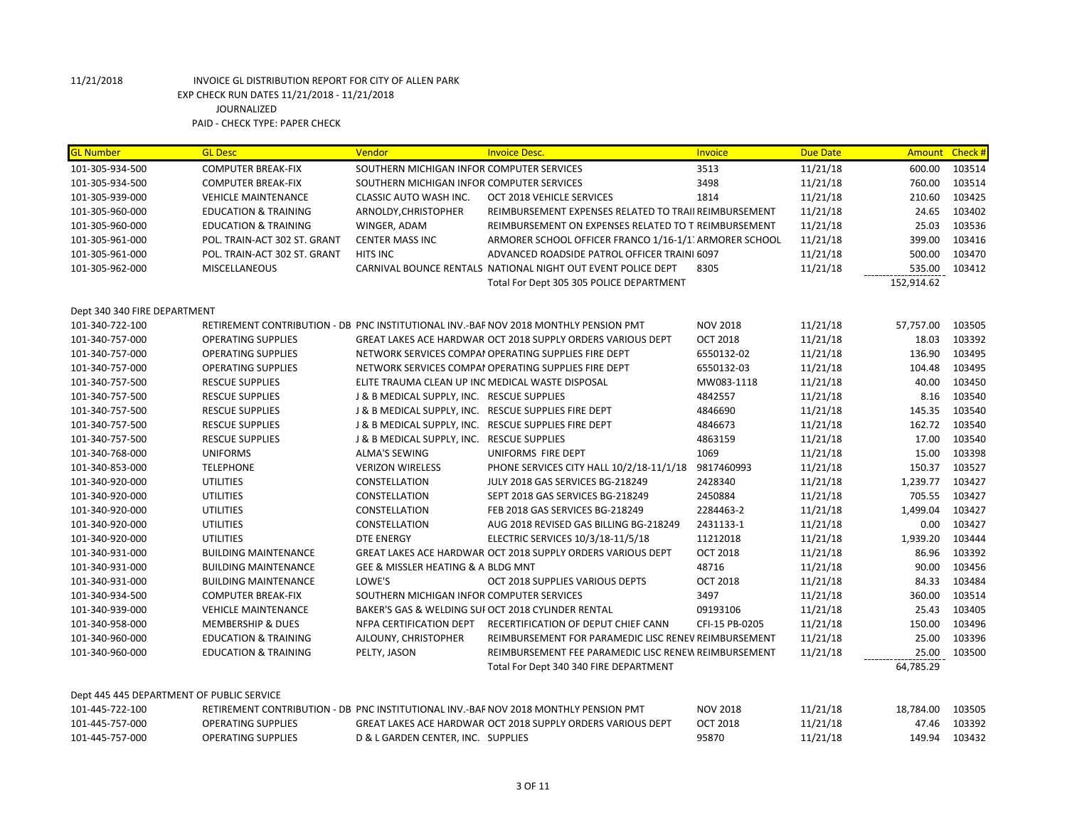11/21/2018 INVOICE GL DISTRIBUTION REPORT FOR CITY OF ALLEN PARK
EXP CHECK RUN DATES 11/21/2018 - 11/21/2018
JOURNALIZED
PAID - CHECK TYPE: PAPER CHECK

| GL Number | GL Desc | Vendor | Invoice Desc. | Invoice | Due Date | Amount | Check # |
|---|---|---|---|---|---|---|---|
| 101-305-934-500 | COMPUTER BREAK-FIX | SOUTHERN MICHIGAN INFOR | COMPUTER SERVICES | 3513 | 11/21/18 | 600.00 | 103514 |
| 101-305-934-500 | COMPUTER BREAK-FIX | SOUTHERN MICHIGAN INFOR | COMPUTER SERVICES | 3498 | 11/21/18 | 760.00 | 103514 |
| 101-305-939-000 | VEHICLE MAINTENANCE | CLASSIC AUTO WASH INC. | OCT 2018 VEHICLE SERVICES | 1814 | 11/21/18 | 210.60 | 103425 |
| 101-305-960-000 | EDUCATION & TRAINING | ARNOLDY,CHRISTOPHER | REIMBURSEMENT EXPENSES RELATED TO TRAII | REIMBURSEMENT | 11/21/18 | 24.65 | 103402 |
| 101-305-960-000 | EDUCATION & TRAINING | WINGER, ADAM | REIMBURSEMENT ON EXPENSES RELATED TO T | REIMBURSEMENT | 11/21/18 | 25.03 | 103536 |
| 101-305-961-000 | POL. TRAIN-ACT 302 ST. GRANT | CENTER MASS INC | ARMORER SCHOOL OFFICER FRANCO 1/16-1/1 | ARMORER SCHOOL | 11/21/18 | 399.00 | 103416 |
| 101-305-961-000 | POL. TRAIN-ACT 302 ST. GRANT | HITS INC | ADVANCED ROADSIDE PATROL OFFICER TRAINI | 6097 | 11/21/18 | 500.00 | 103470 |
| 101-305-962-000 | MISCELLANEOUS | CARNIVAL BOUNCE RENTALS | NATIONAL NIGHT OUT EVENT POLICE DEPT | 8305 | 11/21/18 | 535.00 | 103412 |
| | | | Total For Dept 305 305 POLICE DEPARTMENT | | | 152,914.62 | |
| Dept 340 340 FIRE DEPARTMENT | | | | | | | |
| 101-340-722-100 | RETIREMENT CONTRIBUTION - DB | PNC INSTITUTIONAL INV.-BAF | NOV 2018 MONTHLY PENSION PMT | NOV 2018 | 11/21/18 | 57,757.00 | 103505 |
| 101-340-757-000 | OPERATING SUPPLIES | GREAT LAKES ACE HARDWAR | OCT 2018 SUPPLY ORDERS VARIOUS DEPT | OCT 2018 | 11/21/18 | 18.03 | 103392 |
| 101-340-757-000 | OPERATING SUPPLIES | NETWORK SERVICES COMPAI | OPERATING SUPPLIES FIRE DEPT | 6550132-02 | 11/21/18 | 136.90 | 103495 |
| 101-340-757-000 | OPERATING SUPPLIES | NETWORK SERVICES COMPAI | OPERATING SUPPLIES FIRE DEPT | 6550132-03 | 11/21/18 | 104.48 | 103495 |
| 101-340-757-500 | RESCUE SUPPLIES | ELITE TRAUMA CLEAN UP INC | MEDICAL WASTE DISPOSAL | MW083-1118 | 11/21/18 | 40.00 | 103450 |
| 101-340-757-500 | RESCUE SUPPLIES | J & B MEDICAL SUPPLY, INC. | RESCUE SUPPLIES | 4842557 | 11/21/18 | 8.16 | 103540 |
| 101-340-757-500 | RESCUE SUPPLIES | J & B MEDICAL SUPPLY, INC. | RESCUE SUPPLIES FIRE DEPT | 4846690 | 11/21/18 | 145.35 | 103540 |
| 101-340-757-500 | RESCUE SUPPLIES | J & B MEDICAL SUPPLY, INC. | RESCUE SUPPLIES FIRE DEPT | 4846673 | 11/21/18 | 162.72 | 103540 |
| 101-340-757-500 | RESCUE SUPPLIES | J & B MEDICAL SUPPLY, INC. | RESCUE SUPPLIES | 4863159 | 11/21/18 | 17.00 | 103540 |
| 101-340-768-000 | UNIFORMS | ALMA'S SEWING | UNIFORMS FIRE DEPT | 1069 | 11/21/18 | 15.00 | 103398 |
| 101-340-853-000 | TELEPHONE | VERIZON WIRELESS | PHONE SERVICES CITY HALL 10/2/18-11/1/18 | 9817460993 | 11/21/18 | 150.37 | 103527 |
| 101-340-920-000 | UTILITIES | CONSTELLATION | JULY 2018 GAS SERVICES BG-218249 | 2428340 | 11/21/18 | 1,239.77 | 103427 |
| 101-340-920-000 | UTILITIES | CONSTELLATION | SEPT 2018 GAS SERVICES BG-218249 | 2450884 | 11/21/18 | 705.55 | 103427 |
| 101-340-920-000 | UTILITIES | CONSTELLATION | FEB 2018 GAS SERVICES BG-218249 | 2284463-2 | 11/21/18 | 1,499.04 | 103427 |
| 101-340-920-000 | UTILITIES | CONSTELLATION | AUG 2018 REVISED GAS BILLING BG-218249 | 2431133-1 | 11/21/18 | 0.00 | 103427 |
| 101-340-920-000 | UTILITIES | DTE ENERGY | ELECTRIC SERVICES 10/3/18-11/5/18 | 11212018 | 11/21/18 | 1,939.20 | 103444 |
| 101-340-931-000 | BUILDING MAINTENANCE | GREAT LAKES ACE HARDWAR | OCT 2018 SUPPLY ORDERS VARIOUS DEPT | OCT 2018 | 11/21/18 | 86.96 | 103392 |
| 101-340-931-000 | BUILDING MAINTENANCE | GEE & MISSLER HEATING & A | BLDG MNT | 48716 | 11/21/18 | 90.00 | 103456 |
| 101-340-931-000 | BUILDING MAINTENANCE | LOWE'S | OCT 2018 SUPPLIES VARIOUS DEPTS | OCT 2018 | 11/21/18 | 84.33 | 103484 |
| 101-340-934-500 | COMPUTER BREAK-FIX | SOUTHERN MICHIGAN INFOR | COMPUTER SERVICES | 3497 | 11/21/18 | 360.00 | 103514 |
| 101-340-939-000 | VEHICLE MAINTENANCE | BAKER'S GAS & WELDING SUI | OCT 2018 CYLINDER RENTAL | 09193106 | 11/21/18 | 25.43 | 103405 |
| 101-340-958-000 | MEMBERSHIP & DUES | NFPA CERTIFICATION DEPT | RECERTIFICATION OF DEPUT CHIEF CANN | CFI-15 PB-0205 | 11/21/18 | 150.00 | 103496 |
| 101-340-960-000 | EDUCATION & TRAINING | AJLOUNY, CHRISTOPHER | REIMBURSEMENT FOR PARAMEDIC LISC RENEV | REIMBURSEMENT | 11/21/18 | 25.00 | 103396 |
| 101-340-960-000 | EDUCATION & TRAINING | PELTY, JASON | REIMBURSEMENT FEE PARAMEDIC LISC RENEW | REIMBURSEMENT | 11/21/18 | 25.00 | 103500 |
| | | | Total For Dept 340 340 FIRE DEPARTMENT | | | 64,785.29 | |
| Dept 445 445 DEPARTMENT OF PUBLIC SERVICE | | | | | | | |
| 101-445-722-100 | RETIREMENT CONTRIBUTION - DB | PNC INSTITUTIONAL INV.-BAF | NOV 2018 MONTHLY PENSION PMT | NOV 2018 | 11/21/18 | 18,784.00 | 103505 |
| 101-445-757-000 | OPERATING SUPPLIES | GREAT LAKES ACE HARDWAR | OCT 2018 SUPPLY ORDERS VARIOUS DEPT | OCT 2018 | 11/21/18 | 47.46 | 103392 |
| 101-445-757-000 | OPERATING SUPPLIES | D & L GARDEN CENTER, INC. | SUPPLIES | 95870 | 11/21/18 | 149.94 | 103432 |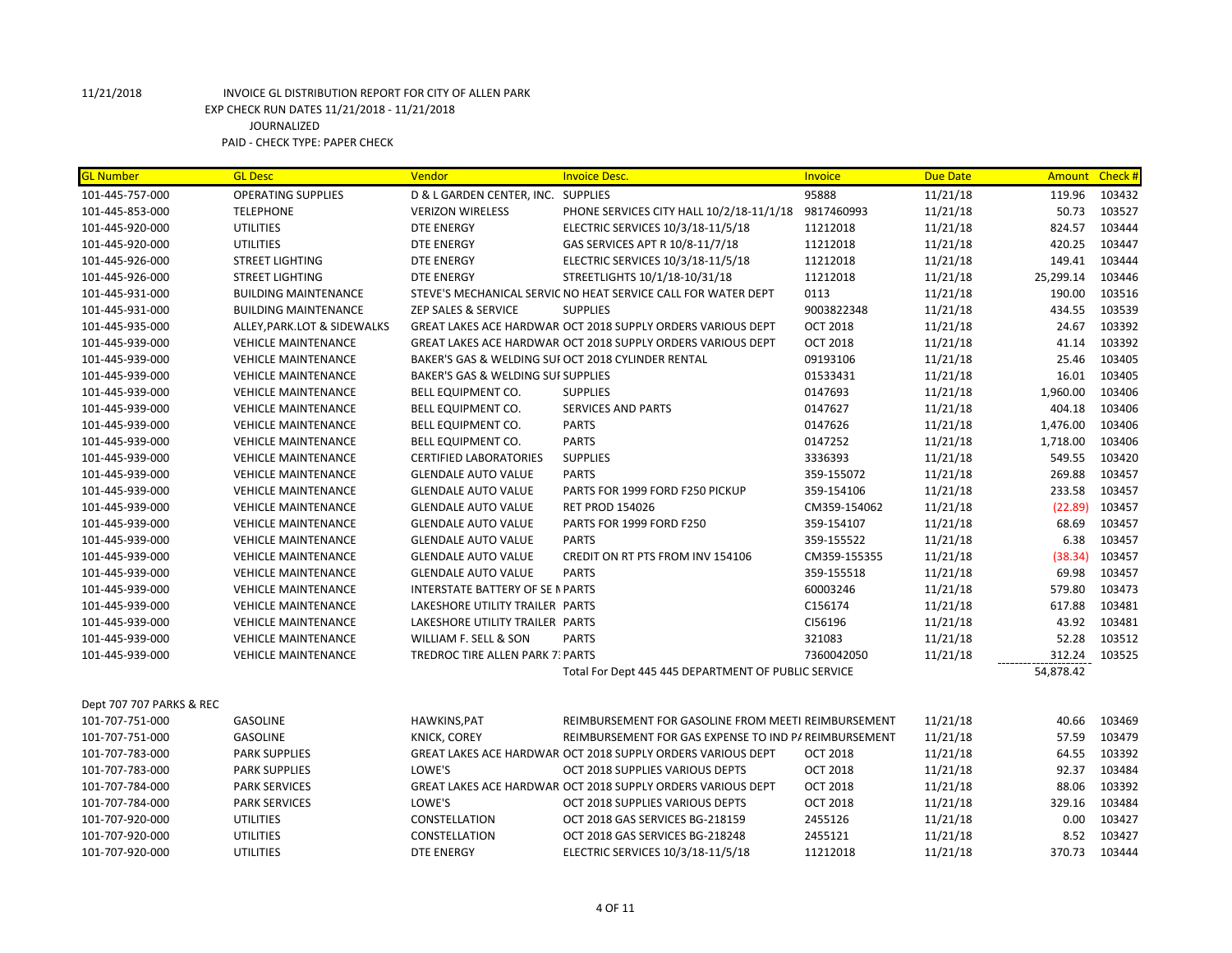11/21/2018 INVOICE GL DISTRIBUTION REPORT FOR CITY OF ALLEN PARK
EXP CHECK RUN DATES 11/21/2018 - 11/21/2018
JOURNALIZED
PAID - CHECK TYPE: PAPER CHECK

| GL Number | GL Desc | Vendor | Invoice Desc. | Invoice | Due Date | Amount | Check # |
|---|---|---|---|---|---|---|---|
| 101-445-757-000 | OPERATING SUPPLIES | D & L GARDEN CENTER, INC. | SUPPLIES | 95888 | 11/21/18 | 119.96 | 103432 |
| 101-445-853-000 | TELEPHONE | VERIZON WIRELESS | PHONE SERVICES CITY HALL 10/2/18-11/1/18 | 9817460993 | 11/21/18 | 50.73 | 103527 |
| 101-445-920-000 | UTILITIES | DTE ENERGY | ELECTRIC SERVICES 10/3/18-11/5/18 | 11212018 | 11/21/18 | 824.57 | 103444 |
| 101-445-920-000 | UTILITIES | DTE ENERGY | GAS SERVICES APT R 10/8-11/7/18 | 11212018 | 11/21/18 | 420.25 | 103447 |
| 101-445-926-000 | STREET LIGHTING | DTE ENERGY | ELECTRIC SERVICES 10/3/18-11/5/18 | 11212018 | 11/21/18 | 149.41 | 103444 |
| 101-445-926-000 | STREET LIGHTING | DTE ENERGY | STREETLIGHTS 10/1/18-10/31/18 | 11212018 | 11/21/18 | 25,299.14 | 103446 |
| 101-445-931-000 | BUILDING MAINTENANCE | STEVE'S MECHANICAL SERVIC | NO HEAT SERVICE CALL FOR WATER DEPT | 0113 | 11/21/18 | 190.00 | 103516 |
| 101-445-931-000 | BUILDING MAINTENANCE | ZEP SALES & SERVICE | SUPPLIES | 9003822348 | 11/21/18 | 434.55 | 103539 |
| 101-445-935-000 | ALLEY,PARK.LOT & SIDEWALKS | GREAT LAKES ACE HARDWAR | OCT 2018 SUPPLY ORDERS VARIOUS DEPT | OCT 2018 | 11/21/18 | 24.67 | 103392 |
| 101-445-939-000 | VEHICLE MAINTENANCE | GREAT LAKES ACE HARDWAR | OCT 2018 SUPPLY ORDERS VARIOUS DEPT | OCT 2018 | 11/21/18 | 41.14 | 103392 |
| 101-445-939-000 | VEHICLE MAINTENANCE | BAKER'S GAS & WELDING SUI | OCT 2018 CYLINDER RENTAL | 09193106 | 11/21/18 | 25.46 | 103405 |
| 101-445-939-000 | VEHICLE MAINTENANCE | BAKER'S GAS & WELDING SUI | SUPPLIES | 01533431 | 11/21/18 | 16.01 | 103405 |
| 101-445-939-000 | VEHICLE MAINTENANCE | BELL EQUIPMENT CO. | SUPPLIES | 0147693 | 11/21/18 | 1,960.00 | 103406 |
| 101-445-939-000 | VEHICLE MAINTENANCE | BELL EQUIPMENT CO. | SERVICES AND PARTS | 0147627 | 11/21/18 | 404.18 | 103406 |
| 101-445-939-000 | VEHICLE MAINTENANCE | BELL EQUIPMENT CO. | PARTS | 0147626 | 11/21/18 | 1,476.00 | 103406 |
| 101-445-939-000 | VEHICLE MAINTENANCE | BELL EQUIPMENT CO. | PARTS | 0147252 | 11/21/18 | 1,718.00 | 103406 |
| 101-445-939-000 | VEHICLE MAINTENANCE | CERTIFIED LABORATORIES | SUPPLIES | 3336393 | 11/21/18 | 549.55 | 103420 |
| 101-445-939-000 | VEHICLE MAINTENANCE | GLENDALE AUTO VALUE | PARTS | 359-155072 | 11/21/18 | 269.88 | 103457 |
| 101-445-939-000 | VEHICLE MAINTENANCE | GLENDALE AUTO VALUE | PARTS FOR 1999 FORD F250 PICKUP | 359-154106 | 11/21/18 | 233.58 | 103457 |
| 101-445-939-000 | VEHICLE MAINTENANCE | GLENDALE AUTO VALUE | RET PROD 154026 | CM359-154062 | 11/21/18 | (22.89) | 103457 |
| 101-445-939-000 | VEHICLE MAINTENANCE | GLENDALE AUTO VALUE | PARTS FOR 1999 FORD F250 | 359-154107 | 11/21/18 | 68.69 | 103457 |
| 101-445-939-000 | VEHICLE MAINTENANCE | GLENDALE AUTO VALUE | PARTS | 359-155522 | 11/21/18 | 6.38 | 103457 |
| 101-445-939-000 | VEHICLE MAINTENANCE | GLENDALE AUTO VALUE | CREDIT ON RT PTS FROM INV 154106 | CM359-155355 | 11/21/18 | (38.34) | 103457 |
| 101-445-939-000 | VEHICLE MAINTENANCE | GLENDALE AUTO VALUE | PARTS | 359-155518 | 11/21/18 | 69.98 | 103457 |
| 101-445-939-000 | VEHICLE MAINTENANCE | INTERSTATE BATTERY OF SE M | PARTS | 60003246 | 11/21/18 | 579.80 | 103473 |
| 101-445-939-000 | VEHICLE MAINTENANCE | LAKESHORE UTILITY TRAILER | PARTS | C156174 | 11/21/18 | 617.88 | 103481 |
| 101-445-939-000 | VEHICLE MAINTENANCE | LAKESHORE UTILITY TRAILER | PARTS | CI56196 | 11/21/18 | 43.92 | 103481 |
| 101-445-939-000 | VEHICLE MAINTENANCE | WILLIAM F. SELL & SON | PARTS | 321083 | 11/21/18 | 52.28 | 103512 |
| 101-445-939-000 | VEHICLE MAINTENANCE | TREDROC TIRE ALLEN PARK 7: | PARTS | 7360042050 | 11/21/18 | 312.24 | 103525 |
| | | | Total For Dept 445 445 DEPARTMENT OF PUBLIC SERVICE | | | 54,878.42 | |
| Dept 707 707 PARKS & REC | | | | | | | |
| 101-707-751-000 | GASOLINE | HAWKINS,PAT | REIMBURSEMENT FOR GASOLINE FROM MEETI | REIMBURSEMENT | 11/21/18 | 40.66 | 103469 |
| 101-707-751-000 | GASOLINE | KNICK, COREY | REIMBURSEMENT FOR GAS EXPENSE TO IND P/ | REIMBURSEMENT | 11/21/18 | 57.59 | 103479 |
| 101-707-783-000 | PARK SUPPLIES | GREAT LAKES ACE HARDWAR | OCT 2018 SUPPLY ORDERS VARIOUS DEPT | OCT 2018 | 11/21/18 | 64.55 | 103392 |
| 101-707-783-000 | PARK SUPPLIES | LOWE'S | OCT 2018 SUPPLIES VARIOUS DEPTS | OCT 2018 | 11/21/18 | 92.37 | 103484 |
| 101-707-784-000 | PARK SERVICES | GREAT LAKES ACE HARDWAR | OCT 2018 SUPPLY ORDERS VARIOUS DEPT | OCT 2018 | 11/21/18 | 88.06 | 103392 |
| 101-707-784-000 | PARK SERVICES | LOWE'S | OCT 2018 SUPPLIES VARIOUS DEPTS | OCT 2018 | 11/21/18 | 329.16 | 103484 |
| 101-707-920-000 | UTILITIES | CONSTELLATION | OCT 2018 GAS SERVICES BG-218159 | 2455126 | 11/21/18 | 0.00 | 103427 |
| 101-707-920-000 | UTILITIES | CONSTELLATION | OCT 2018 GAS SERVICES BG-218248 | 2455121 | 11/21/18 | 8.52 | 103427 |
| 101-707-920-000 | UTILITIES | DTE ENERGY | ELECTRIC SERVICES 10/3/18-11/5/18 | 11212018 | 11/21/18 | 370.73 | 103444 |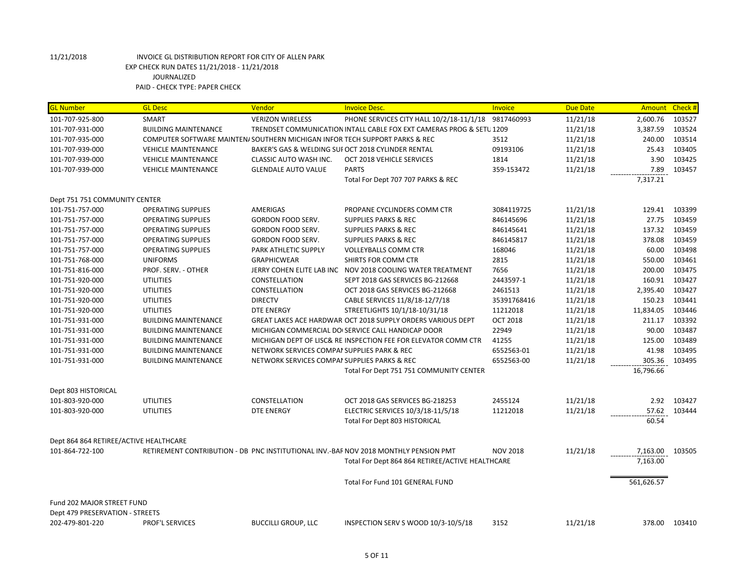11/21/2018 INVOICE GL DISTRIBUTION REPORT FOR CITY OF ALLEN PARK
EXP CHECK RUN DATES 11/21/2018 - 11/21/2018
JOURNALIZED
PAID - CHECK TYPE: PAPER CHECK

| GL Number | GL Desc | Vendor | Invoice Desc. | Invoice | Due Date | Amount | Check # |
|---|---|---|---|---|---|---|---|
| 101-707-925-800 | SMART | VERIZON WIRELESS | PHONE SERVICES CITY HALL 10/2/18-11/1/18 | 9817460993 | 11/21/18 | 2,600.76 | 103527 |
| 101-707-931-000 | BUILDING MAINTENANCE | TRENDSET COMMUNICATION | INTALL CABLE FOX EXT CAMERAS PROG & SETU | 1209 | 11/21/18 | 3,387.59 | 103524 |
| 101-707-935-000 | COMPUTER SOFTWARE MAINTEN/ | SOUTHERN MICHIGAN INFOR | TECH SUPPORT PARKS & REC | 3512 | 11/21/18 | 240.00 | 103514 |
| 101-707-939-000 | VEHICLE MAINTENANCE | BAKER'S GAS & WELDING SUI | OCT 2018 CYLINDER RENTAL | 09193106 | 11/21/18 | 25.43 | 103405 |
| 101-707-939-000 | VEHICLE MAINTENANCE | CLASSIC AUTO WASH INC. | OCT 2018 VEHICLE SERVICES | 1814 | 11/21/18 | 3.90 | 103425 |
| 101-707-939-000 | VEHICLE MAINTENANCE | GLENDALE AUTO VALUE | PARTS | 359-153472 | 11/21/18 | 7.89 | 103457 |
| | | | Total For Dept 707 707 PARKS & REC | | | 7,317.21 | |
| Dept 751 751 COMMUNITY CENTER | | | | | | | |
| 101-751-757-000 | OPERATING SUPPLIES | AMERIGAS | PROPANE CYCLINDERS COMM CTR | 3084119725 | 11/21/18 | 129.41 | 103399 |
| 101-751-757-000 | OPERATING SUPPLIES | GORDON FOOD SERV. | SUPPLIES PARKS & REC | 846145696 | 11/21/18 | 27.75 | 103459 |
| 101-751-757-000 | OPERATING SUPPLIES | GORDON FOOD SERV. | SUPPLIES PARKS & REC | 846145641 | 11/21/18 | 137.32 | 103459 |
| 101-751-757-000 | OPERATING SUPPLIES | GORDON FOOD SERV. | SUPPLIES PARKS & REC | 846145817 | 11/21/18 | 378.08 | 103459 |
| 101-751-757-000 | OPERATING SUPPLIES | PARK ATHLETIC SUPPLY | VOLLEYBALLS COMM CTR | 168046 | 11/21/18 | 60.00 | 103498 |
| 101-751-768-000 | UNIFORMS | GRAPHICWEAR | SHIRTS FOR COMM CTR | 2815 | 11/21/18 | 550.00 | 103461 |
| 101-751-816-000 | PROF. SERV. - OTHER | JERRY COHEN ELITE LAB INC | NOV 2018 COOLING WATER TREATMENT | 7656 | 11/21/18 | 200.00 | 103475 |
| 101-751-920-000 | UTILITIES | CONSTELLATION | SEPT 2018 GAS SERVICES BG-212668 | 2443597-1 | 11/21/18 | 160.91 | 103427 |
| 101-751-920-000 | UTILITIES | CONSTELLATION | OCT 2018 GAS SERVICES BG-212668 | 2461513 | 11/21/18 | 2,395.40 | 103427 |
| 101-751-920-000 | UTILITIES | DIRECTV | CABLE SERVICES 11/8/18-12/7/18 | 35391768416 | 11/21/18 | 150.23 | 103441 |
| 101-751-920-000 | UTILITIES | DTE ENERGY | STREETLIGHTS 10/1/18-10/31/18 | 11212018 | 11/21/18 | 11,834.05 | 103446 |
| 101-751-931-000 | BUILDING MAINTENANCE | GREAT LAKES ACE HARDWAR | OCT 2018 SUPPLY ORDERS VARIOUS DEPT | OCT 2018 | 11/21/18 | 211.17 | 103392 |
| 101-751-931-000 | BUILDING MAINTENANCE | MICHIGAN COMMERCIAL DO | SERVICE CALL HANDICAP DOOR | 22949 | 11/21/18 | 90.00 | 103487 |
| 101-751-931-000 | BUILDING MAINTENANCE | MICHIGAN DEPT OF LISC& RE | INSPECTION FEE FOR ELEVATOR COMM CTR | 41255 | 11/21/18 | 125.00 | 103489 |
| 101-751-931-000 | BUILDING MAINTENANCE | NETWORK SERVICES COMPAI | SUPPLIES PARK & REC | 6552563-01 | 11/21/18 | 41.98 | 103495 |
| 101-751-931-000 | BUILDING MAINTENANCE | NETWORK SERVICES COMPAI | SUPPLIES PARKS & REC | 6552563-00 | 11/21/18 | 305.36 | 103495 |
| | | | Total For Dept 751 751 COMMUNITY CENTER | | | 16,796.66 | |
| Dept 803 HISTORICAL | | | | | | | |
| 101-803-920-000 | UTILITIES | CONSTELLATION | OCT 2018 GAS SERVICES BG-218253 | 2455124 | 11/21/18 | 2.92 | 103427 |
| 101-803-920-000 | UTILITIES | DTE ENERGY | ELECTRIC SERVICES 10/3/18-11/5/18 | 11212018 | 11/21/18 | 57.62 | 103444 |
| | | | Total For Dept 803 HISTORICAL | | | 60.54 | |
| Dept 864 864 RETIREE/ACTIVE HEALTHCARE | | | | | | | |
| 101-864-722-100 | RETIREMENT CONTRIBUTION - DB | PNC INSTITUTIONAL INV.-BAI | NOV 2018 MONTHLY PENSION PMT | NOV 2018 | 11/21/18 | 7,163.00 | 103505 |
| | | | Total For Dept 864 864 RETIREE/ACTIVE HEALTHCARE | | | 7,163.00 | |
| | | | Total For Fund 101 GENERAL FUND | | | 561,626.57 | |
| Fund 202 MAJOR STREET FUND | | | | | | | |
| Dept 479 PRESERVATION - STREETS | | | | | | | |
| 202-479-801-220 | PROF'L SERVICES | BUCCILLI GROUP, LLC | INSPECTION SERV S WOOD 10/3-10/5/18 | 3152 | 11/21/18 | 378.00 | 103410 |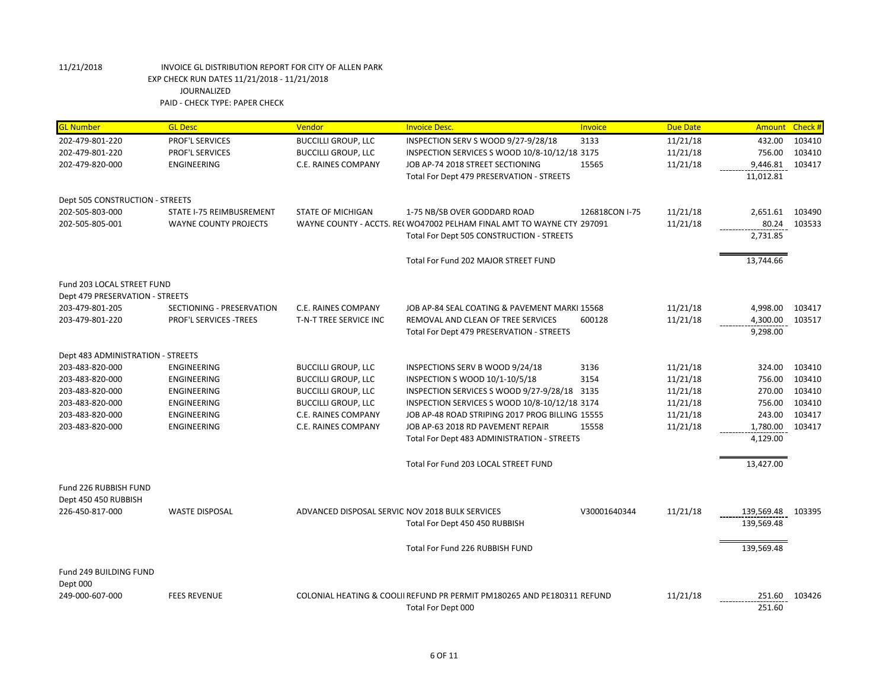11/21/2018 INVOICE GL DISTRIBUTION REPORT FOR CITY OF ALLEN PARK
EXP CHECK RUN DATES 11/21/2018 - 11/21/2018
JOURNALIZED
PAID - CHECK TYPE: PAPER CHECK

| GL Number | GL Desc | Vendor | Invoice Desc. | Invoice | Due Date | Amount | Check # |
|---|---|---|---|---|---|---|---|
| 202-479-801-220 | PROF'L SERVICES | BUCCILLI GROUP, LLC | INSPECTION SERV S WOOD 9/27-9/28/18 | 3133 | 11/21/18 | 432.00 | 103410 |
| 202-479-801-220 | PROF'L SERVICES | BUCCILLI GROUP, LLC | INSPECTION SERVICES S WOOD 10/8-10/12/18 | 3175 | 11/21/18 | 756.00 | 103410 |
| 202-479-820-000 | ENGINEERING | C.E. RAINES COMPANY | JOB AP-74 2018 STREET SECTIONING | 15565 | 11/21/18 | 9,446.81 | 103417 |
| | | | Total For Dept 479 PRESERVATION - STREETS | | | 11,012.81 | |
| Dept 505 CONSTRUCTION - STREETS | | | | | | | |
| 202-505-803-000 | STATE I-75 REIMBUSREMENT | STATE OF MICHIGAN | 1-75 NB/SB OVER GODDARD ROAD | 126818CON I-75 | 11/21/18 | 2,651.61 | 103490 |
| 202-505-805-001 | WAYNE COUNTY PROJECTS | WAYNE COUNTY - ACCTS. RE( | WO47002 PELHAM FINAL AMT TO WAYNE CTY | 297091 | 11/21/18 | 80.24 | 103533 |
| | | | Total For Dept 505 CONSTRUCTION - STREETS | | | 2,731.85 | |
| | | | Total For Fund 202 MAJOR STREET FUND | | | 13,744.66 | |
| Fund 203 LOCAL STREET FUND | | | | | | | |
| Dept 479 PRESERVATION - STREETS | | | | | | | |
| 203-479-801-205 | SECTIONING - PRESERVATION | C.E. RAINES COMPANY | JOB AP-84 SEAL COATING & PAVEMENT MARKI | 15568 | 11/21/18 | 4,998.00 | 103417 |
| 203-479-801-220 | PROF'L SERVICES -TREES | T-N-T TREE SERVICE INC | REMOVAL AND CLEAN OF TREE SERVICES | 600128 | 11/21/18 | 4,300.00 | 103517 |
| | | | Total For Dept 479 PRESERVATION - STREETS | | | 9,298.00 | |
| Dept 483 ADMINISTRATION - STREETS | | | | | | | |
| 203-483-820-000 | ENGINEERING | BUCCILLI GROUP, LLC | INSPECTIONS SERV B WOOD 9/24/18 | 3136 | 11/21/18 | 324.00 | 103410 |
| 203-483-820-000 | ENGINEERING | BUCCILLI GROUP, LLC | INSPECTION S WOOD 10/1-10/5/18 | 3154 | 11/21/18 | 756.00 | 103410 |
| 203-483-820-000 | ENGINEERING | BUCCILLI GROUP, LLC | INSPECTION SERVICES S WOOD 9/27-9/28/18 | 3135 | 11/21/18 | 270.00 | 103410 |
| 203-483-820-000 | ENGINEERING | BUCCILLI GROUP, LLC | INSPECTION SERVICES S WOOD 10/8-10/12/18 | 3174 | 11/21/18 | 756.00 | 103410 |
| 203-483-820-000 | ENGINEERING | C.E. RAINES COMPANY | JOB AP-48 ROAD STRIPING 2017 PROG BILLING | 15555 | 11/21/18 | 243.00 | 103417 |
| 203-483-820-000 | ENGINEERING | C.E. RAINES COMPANY | JOB AP-63 2018 RD PAVEMENT REPAIR | 15558 | 11/21/18 | 1,780.00 | 103417 |
| | | | Total For Dept 483 ADMINISTRATION - STREETS | | | 4,129.00 | |
| | | | Total For Fund 203 LOCAL STREET FUND | | | 13,427.00 | |
| Fund 226 RUBBISH FUND | | | | | | | |
| Dept 450 450 RUBBISH | | | | | | | |
| 226-450-817-000 | WASTE DISPOSAL | ADVANCED DISPOSAL SERVIC | NOV 2018 BULK SERVICES | V30001640344 | 11/21/18 | 139,569.48 | 103395 |
| | | | Total For Dept 450 450 RUBBISH | | | 139,569.48 | |
| | | | Total For Fund 226 RUBBISH FUND | | | 139,569.48 | |
| Fund 249 BUILDING FUND | | | | | | | |
| Dept 000 | | | | | | | |
| 249-000-607-000 | FEES REVENUE | COLONIAL HEATING & COOLII | REFUND PR PERMIT PM180265 AND PE180311 | REFUND | 11/21/18 | 251.60 | 103426 |
| | | | Total For Dept 000 | | | 251.60 | |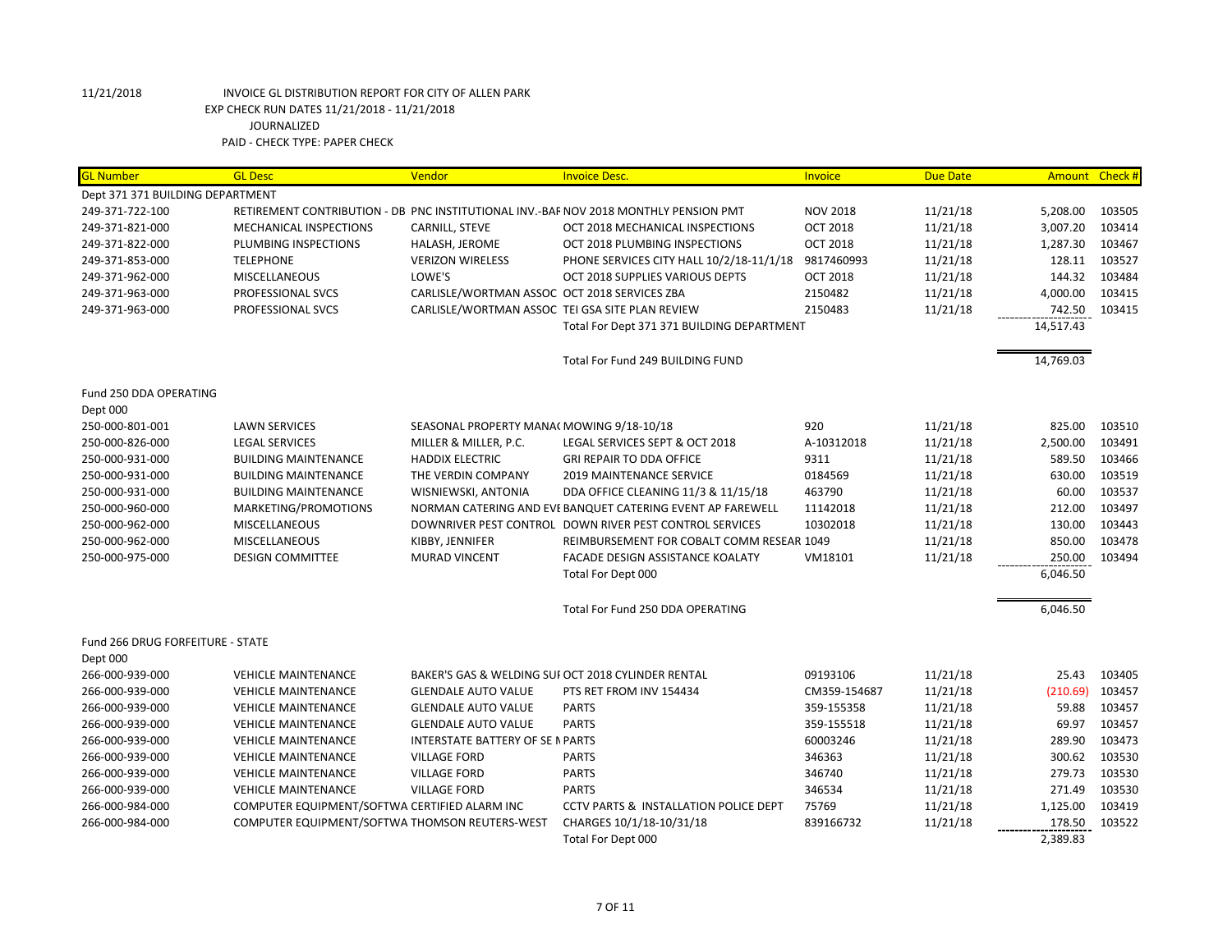11/21/2018 INVOICE GL DISTRIBUTION REPORT FOR CITY OF ALLEN PARK
EXP CHECK RUN DATES 11/21/2018 - 11/21/2018
JOURNALIZED
PAID - CHECK TYPE: PAPER CHECK

| GL Number | GL Desc | Vendor | Invoice Desc. | Invoice | Due Date | Amount | Check # |
|---|---|---|---|---|---|---|---|
| Dept 371 371 BUILDING DEPARTMENT | | | | | | | |
| 249-371-722-100 | RETIREMENT CONTRIBUTION - DB | PNC INSTITUTIONAL INV.-BAI | NOV 2018 MONTHLY PENSION PMT | NOV 2018 | 11/21/18 | 5,208.00 | 103505 |
| 249-371-821-000 | MECHANICAL INSPECTIONS | CARNILL, STEVE | OCT 2018 MECHANICAL INSPECTIONS | OCT 2018 | 11/21/18 | 3,007.20 | 103414 |
| 249-371-822-000 | PLUMBING INSPECTIONS | HALASH, JEROME | OCT 2018 PLUMBING INSPECTIONS | OCT 2018 | 11/21/18 | 1,287.30 | 103467 |
| 249-371-853-000 | TELEPHONE | VERIZON WIRELESS | PHONE SERVICES CITY HALL 10/2/18-11/1/18 | 9817460993 | 11/21/18 | 128.11 | 103527 |
| 249-371-962-000 | MISCELLANEOUS | LOWE'S | OCT 2018 SUPPLIES VARIOUS DEPTS | OCT 2018 | 11/21/18 | 144.32 | 103484 |
| 249-371-963-000 | PROFESSIONAL SVCS | CARLISLE/WORTMAN ASSOC | OCT 2018 SERVICES ZBA | 2150482 | 11/21/18 | 4,000.00 | 103415 |
| 249-371-963-000 | PROFESSIONAL SVCS | CARLISLE/WORTMAN ASSOC | TEI GSA SITE PLAN REVIEW | 2150483 | 11/21/18 | 742.50 | 103415 |
| | | | Total For Dept 371 371 BUILDING DEPARTMENT | | | 14,517.43 | |
| | | | Total For Fund 249 BUILDING FUND | | | 14,769.03 | |
| Fund 250 DDA OPERATING | | | | | | | |
| Dept 000 | | | | | | | |
| 250-000-801-001 | LAWN SERVICES | SEASONAL PROPERTY MANA( | MOWING 9/18-10/18 | 920 | 11/21/18 | 825.00 | 103510 |
| 250-000-826-000 | LEGAL SERVICES | MILLER & MILLER, P.C. | LEGAL SERVICES SEPT & OCT 2018 | A-10312018 | 11/21/18 | 2,500.00 | 103491 |
| 250-000-931-000 | BUILDING MAINTENANCE | HADDIX ELECTRIC | GRI REPAIR TO DDA OFFICE | 9311 | 11/21/18 | 589.50 | 103466 |
| 250-000-931-000 | BUILDING MAINTENANCE | THE VERDIN COMPANY | 2019 MAINTENANCE SERVICE | 0184569 | 11/21/18 | 630.00 | 103519 |
| 250-000-931-000 | BUILDING MAINTENANCE | WISNIEWSKI, ANTONIA | DDA OFFICE CLEANING 11/3 & 11/15/18 | 463790 | 11/21/18 | 60.00 | 103537 |
| 250-000-960-000 | MARKETING/PROMOTIONS | NORMAN CATERING AND EVE | BANQUET CATERING EVENT AP FAREWELL | 11142018 | 11/21/18 | 212.00 | 103497 |
| 250-000-962-000 | MISCELLANEOUS | DOWNRIVER PEST CONTROL | DOWN RIVER PEST CONTROL SERVICES | 10302018 | 11/21/18 | 130.00 | 103443 |
| 250-000-962-000 | MISCELLANEOUS | KIBBY, JENNIFER | REIMBURSEMENT FOR COBALT COMM RESEAR | 1049 | 11/21/18 | 850.00 | 103478 |
| 250-000-975-000 | DESIGN COMMITTEE | MURAD VINCENT | FACADE DESIGN ASSISTANCE KOALATY | VM18101 | 11/21/18 | 250.00 | 103494 |
| | | | Total For Dept 000 | | | 6,046.50 | |
| | | | Total For Fund 250 DDA OPERATING | | | 6,046.50 | |
| Fund 266 DRUG FORFEITURE - STATE | | | | | | | |
| Dept 000 | | | | | | | |
| 266-000-939-000 | VEHICLE MAINTENANCE | BAKER'S GAS & WELDING SUI | OCT 2018 CYLINDER RENTAL | 09193106 | 11/21/18 | 25.43 | 103405 |
| 266-000-939-000 | VEHICLE MAINTENANCE | GLENDALE AUTO VALUE | PTS RET FROM INV 154434 | CM359-154687 | 11/21/18 | (210.69) | 103457 |
| 266-000-939-000 | VEHICLE MAINTENANCE | GLENDALE AUTO VALUE | PARTS | 359-155358 | 11/21/18 | 59.88 | 103457 |
| 266-000-939-000 | VEHICLE MAINTENANCE | GLENDALE AUTO VALUE | PARTS | 359-155518 | 11/21/18 | 69.97 | 103457 |
| 266-000-939-000 | VEHICLE MAINTENANCE | INTERSTATE BATTERY OF SE M | PARTS | 60003246 | 11/21/18 | 289.90 | 103473 |
| 266-000-939-000 | VEHICLE MAINTENANCE | VILLAGE FORD | PARTS | 346363 | 11/21/18 | 300.62 | 103530 |
| 266-000-939-000 | VEHICLE MAINTENANCE | VILLAGE FORD | PARTS | 346740 | 11/21/18 | 279.73 | 103530 |
| 266-000-939-000 | VEHICLE MAINTENANCE | VILLAGE FORD | PARTS | 346534 | 11/21/18 | 271.49 | 103530 |
| 266-000-984-000 | COMPUTER EQUIPMENT/SOFTWA | CERTIFIED ALARM INC | CCTV PARTS & INSTALLATION POLICE DEPT | 75769 | 11/21/18 | 1,125.00 | 103419 |
| 266-000-984-000 | COMPUTER EQUIPMENT/SOFTWA | THOMSON REUTERS-WEST | CHARGES 10/1/18-10/31/18 | 839166732 | 11/21/18 | 178.50 | 103522 |
| | | | Total For Dept 000 | | | 2,389.83 | |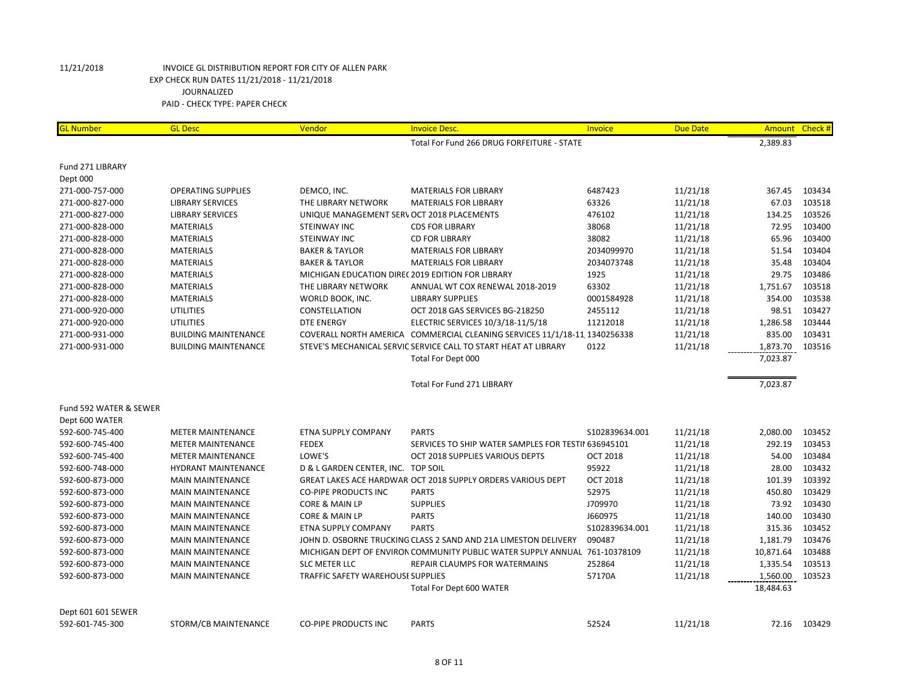11/21/2018 INVOICE GL DISTRIBUTION REPORT FOR CITY OF ALLEN PARK
EXP CHECK RUN DATES 11/21/2018 - 11/21/2018
JOURNALIZED
PAID - CHECK TYPE: PAPER CHECK

| GL Number | GL Desc | Vendor | Invoice Desc. | Invoice | Due Date | Amount | Check # |
|---|---|---|---|---|---|---|---|
| | | | Total For Fund 266 DRUG FORFEITURE - STATE | | | 2,389.83 | |
| Fund 271 LIBRARY | | | | | | | |
| Dept 000 | | | | | | | |
| 271-000-757-000 | OPERATING SUPPLIES | DEMCO, INC. | MATERIALS FOR LIBRARY | 6487423 | 11/21/18 | 367.45 | 103434 |
| 271-000-827-000 | LIBRARY SERVICES | THE LIBRARY NETWORK | MATERIALS FOR LIBRARY | 63326 | 11/21/18 | 67.03 | 103518 |
| 271-000-827-000 | LIBRARY SERVICES | UNIQUE MANAGEMENT SERV | OCT 2018 PLACEMENTS | 476102 | 11/21/18 | 134.25 | 103526 |
| 271-000-828-000 | MATERIALS | STEINWAY INC | CDS FOR LIBRARY | 38068 | 11/21/18 | 72.95 | 103400 |
| 271-000-828-000 | MATERIALS | STEINWAY INC | CD FOR LIBRARY | 38082 | 11/21/18 | 65.96 | 103400 |
| 271-000-828-000 | MATERIALS | BAKER & TAYLOR | MATERIALS FOR LIBRARY | 2034099970 | 11/21/18 | 51.54 | 103404 |
| 271-000-828-000 | MATERIALS | BAKER & TAYLOR | MATERIALS FOR LIBRARY | 2034073748 | 11/21/18 | 35.48 | 103404 |
| 271-000-828-000 | MATERIALS | MICHIGAN EDUCATION DIRE( | 2019 EDITION FOR LIBRARY | 1925 | 11/21/18 | 29.75 | 103486 |
| 271-000-828-000 | MATERIALS | THE LIBRARY NETWORK | ANNUAL WT COX RENEWAL 2018-2019 | 63302 | 11/21/18 | 1,751.67 | 103518 |
| 271-000-828-000 | MATERIALS | WORLD BOOK, INC. | LIBRARY SUPPLIES | 0001584928 | 11/21/18 | 354.00 | 103538 |
| 271-000-920-000 | UTILITIES | CONSTELLATION | OCT 2018 GAS SERVICES BG-218250 | 2455112 | 11/21/18 | 98.51 | 103427 |
| 271-000-920-000 | UTILITIES | DTE ENERGY | ELECTRIC SERVICES 10/3/18-11/5/18 | 11212018 | 11/21/18 | 1,286.58 | 103444 |
| 271-000-931-000 | BUILDING MAINTENANCE | COVERALL NORTH AMERICA | COMMERCIAL CLEANING SERVICES 11/1/18-11 | 1340256338 | 11/21/18 | 835.00 | 103431 |
| 271-000-931-000 | BUILDING MAINTENANCE | STEVE'S MECHANICAL SERVIC | SERVICE CALL TO START HEAT AT LIBRARY | 0122 | 11/21/18 | 1,873.70 | 103516 |
| | | | Total For Dept 000 | | | 7,023.87 | |
| | | | Total For Fund 271 LIBRARY | | | 7,023.87 | |
| Fund 592 WATER & SEWER | | | | | | | |
| Dept 600 WATER | | | | | | | |
| 592-600-745-400 | METER MAINTENANCE | ETNA SUPPLY COMPANY | PARTS | S102839634.001 | 11/21/18 | 2,080.00 | 103452 |
| 592-600-745-400 | METER MAINTENANCE | FEDEX | SERVICES TO SHIP WATER SAMPLES FOR TESTII | 636945101 | 11/21/18 | 292.19 | 103453 |
| 592-600-745-400 | METER MAINTENANCE | LOWE'S | OCT 2018 SUPPLIES VARIOUS DEPTS | OCT 2018 | 11/21/18 | 54.00 | 103484 |
| 592-600-748-000 | HYDRANT MAINTENANCE | D & L GARDEN CENTER, INC. | TOP SOIL | 95922 | 11/21/18 | 28.00 | 103432 |
| 592-600-873-000 | MAIN MAINTENANCE | GREAT LAKES ACE HARDWAR | OCT 2018 SUPPLY ORDERS VARIOUS DEPT | OCT 2018 | 11/21/18 | 101.39 | 103392 |
| 592-600-873-000 | MAIN MAINTENANCE | CO-PIPE PRODUCTS INC | PARTS | 52975 | 11/21/18 | 450.80 | 103429 |
| 592-600-873-000 | MAIN MAINTENANCE | CORE & MAIN LP | SUPPLIES | J709970 | 11/21/18 | 73.92 | 103430 |
| 592-600-873-000 | MAIN MAINTENANCE | CORE & MAIN LP | PARTS | J660975 | 11/21/18 | 140.00 | 103430 |
| 592-600-873-000 | MAIN MAINTENANCE | ETNA SUPPLY COMPANY | PARTS | S102839634.001 | 11/21/18 | 315.36 | 103452 |
| 592-600-873-000 | MAIN MAINTENANCE | JOHN D. OSBORNE TRUCKING | CLASS 2 SAND AND 21A LIMESTON DELIVERY | 090487 | 11/21/18 | 1,181.79 | 103476 |
| 592-600-873-000 | MAIN MAINTENANCE | MICHIGAN DEPT OF ENVIRON | COMMUNITY PUBLIC WATER SUPPLY ANNUAL | 761-10378109 | 11/21/18 | 10,871.64 | 103488 |
| 592-600-873-000 | MAIN MAINTENANCE | SLC METER LLC | REPAIR CLAUMPS FOR WATERMAINS | 252864 | 11/21/18 | 1,335.54 | 103513 |
| 592-600-873-000 | MAIN MAINTENANCE | TRAFFIC SAFETY WAREHOUSE | SUPPLIES | 57170A | 11/21/18 | 1,560.00 | 103523 |
| | | | Total For Dept 600 WATER | | | 18,484.63 | |
| Dept 601 601 SEWER | | | | | | | |
| 592-601-745-300 | STORM/CB MAINTENANCE | CO-PIPE PRODUCTS INC | PARTS | 52524 | 11/21/18 | 72.16 | 103429 |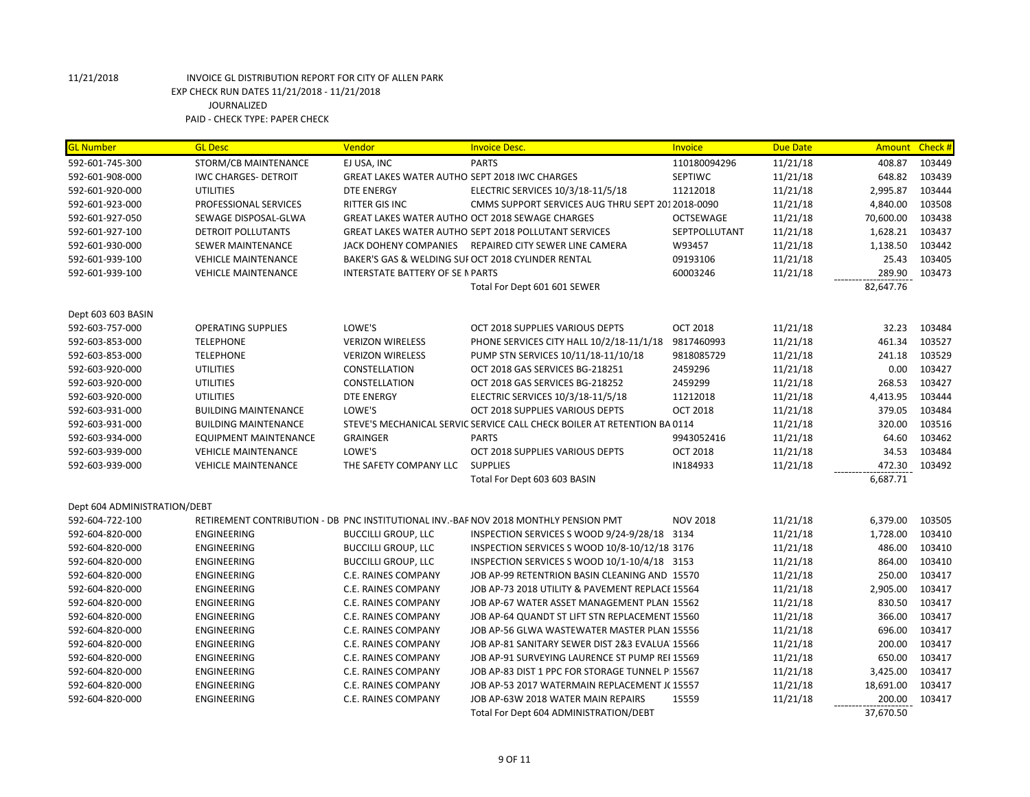11/21/2018 INVOICE GL DISTRIBUTION REPORT FOR CITY OF ALLEN PARK
EXP CHECK RUN DATES 11/21/2018 - 11/21/2018
JOURNALIZED
PAID - CHECK TYPE: PAPER CHECK

| GL Number | GL Desc | Vendor | Invoice Desc. | Invoice | Due Date | Amount | Check # |
|---|---|---|---|---|---|---|---|
| 592-601-745-300 | STORM/CB MAINTENANCE | EJ USA, INC | PARTS | 110180094296 | 11/21/18 | 408.87 | 103449 |
| 592-601-908-000 | IWC CHARGES- DETROIT | GREAT LAKES WATER AUTHO | SEPT 2018 IWC CHARGES | SEPTIWC | 11/21/18 | 648.82 | 103439 |
| 592-601-920-000 | UTILITIES | DTE ENERGY | ELECTRIC SERVICES 10/3/18-11/5/18 | 11212018 | 11/21/18 | 2,995.87 | 103444 |
| 592-601-923-000 | PROFESSIONAL SERVICES | RITTER GIS INC | CMMS SUPPORT SERVICES AUG THRU SEPT 201 | 2018-0090 | 11/21/18 | 4,840.00 | 103508 |
| 592-601-927-050 | SEWAGE DISPOSAL-GLWA | GREAT LAKES WATER AUTHO | OCT 2018 SEWAGE CHARGES | OCTSEWAGE | 11/21/18 | 70,600.00 | 103438 |
| 592-601-927-100 | DETROIT POLLUTANTS | GREAT LAKES WATER AUTHO | SEPT 2018 POLLUTANT SERVICES | SEPTPOLLUTANT | 11/21/18 | 1,628.21 | 103437 |
| 592-601-930-000 | SEWER MAINTENANCE | JACK DOHENY COMPANIES | REPAIRED CITY SEWER LINE CAMERA | W93457 | 11/21/18 | 1,138.50 | 103442 |
| 592-601-939-100 | VEHICLE MAINTENANCE | BAKER'S GAS & WELDING SUI | OCT 2018 CYLINDER RENTAL | 09193106 | 11/21/18 | 25.43 | 103405 |
| 592-601-939-100 | VEHICLE MAINTENANCE | INTERSTATE BATTERY OF SE N | PARTS | 60003246 | 11/21/18 | 289.90 | 103473 |
| | | | Total For Dept 601 601 SEWER | | | 82,647.76 | |
| Dept 603 603 BASIN | | | | | | | |
| 592-603-757-000 | OPERATING SUPPLIES | LOWE'S | OCT 2018 SUPPLIES VARIOUS DEPTS | OCT 2018 | 11/21/18 | 32.23 | 103484 |
| 592-603-853-000 | TELEPHONE | VERIZON WIRELESS | PHONE SERVICES CITY HALL 10/2/18-11/1/18 | 9817460993 | 11/21/18 | 461.34 | 103527 |
| 592-603-853-000 | TELEPHONE | VERIZON WIRELESS | PUMP STN SERVICES 10/11/18-11/10/18 | 9818085729 | 11/21/18 | 241.18 | 103529 |
| 592-603-920-000 | UTILITIES | CONSTELLATION | OCT 2018 GAS SERVICES BG-218251 | 2459296 | 11/21/18 | 0.00 | 103427 |
| 592-603-920-000 | UTILITIES | CONSTELLATION | OCT 2018 GAS SERVICES BG-218252 | 2459299 | 11/21/18 | 268.53 | 103427 |
| 592-603-920-000 | UTILITIES | DTE ENERGY | ELECTRIC SERVICES 10/3/18-11/5/18 | 11212018 | 11/21/18 | 4,413.95 | 103444 |
| 592-603-931-000 | BUILDING MAINTENANCE | LOWE'S | OCT 2018 SUPPLIES VARIOUS DEPTS | OCT 2018 | 11/21/18 | 379.05 | 103484 |
| 592-603-931-000 | BUILDING MAINTENANCE | STEVE'S MECHANICAL SERVIC | SERVICE CALL CHECK BOILER AT RETENTION BA | 0114 | 11/21/18 | 320.00 | 103516 |
| 592-603-934-000 | EQUIPMENT MAINTENANCE | GRAINGER | PARTS | 9943052416 | 11/21/18 | 64.60 | 103462 |
| 592-603-939-000 | VEHICLE MAINTENANCE | LOWE'S | OCT 2018 SUPPLIES VARIOUS DEPTS | OCT 2018 | 11/21/18 | 34.53 | 103484 |
| 592-603-939-000 | VEHICLE MAINTENANCE | THE SAFETY COMPANY LLC | SUPPLIES | IN184933 | 11/21/18 | 472.30 | 103492 |
| | | | Total For Dept 603 603 BASIN | | | 6,687.71 | |
| Dept 604 ADMINISTRATION/DEBT | | | | | | | |
| 592-604-722-100 | RETIREMENT CONTRIBUTION - DB | PNC INSTITUTIONAL INV.-BAF | NOV 2018 MONTHLY PENSION PMT | NOV 2018 | 11/21/18 | 6,379.00 | 103505 |
| 592-604-820-000 | ENGINEERING | BUCCILLI GROUP, LLC | INSPECTION SERVICES S WOOD 9/24-9/28/18 | 3134 | 11/21/18 | 1,728.00 | 103410 |
| 592-604-820-000 | ENGINEERING | BUCCILLI GROUP, LLC | INSPECTION SERVICES S WOOD 10/8-10/12/18 | 3176 | 11/21/18 | 486.00 | 103410 |
| 592-604-820-000 | ENGINEERING | BUCCILLI GROUP, LLC | INSPECTION SERVICES S WOOD 10/1-10/4/18 | 3153 | 11/21/18 | 864.00 | 103410 |
| 592-604-820-000 | ENGINEERING | C.E. RAINES COMPANY | JOB AP-99 RETENTRION BASIN CLEANING AND | 15570 | 11/21/18 | 250.00 | 103417 |
| 592-604-820-000 | ENGINEERING | C.E. RAINES COMPANY | JOB AP-73 2018 UTILITY & PAVEMENT REPLACE | 15564 | 11/21/18 | 2,905.00 | 103417 |
| 592-604-820-000 | ENGINEERING | C.E. RAINES COMPANY | JOB AP-67 WATER ASSET MANAGEMENT PLAN | 15562 | 11/21/18 | 830.50 | 103417 |
| 592-604-820-000 | ENGINEERING | C.E. RAINES COMPANY | JOB AP-64 QUANDT ST LIFT STN REPLACEMENT | 15560 | 11/21/18 | 366.00 | 103417 |
| 592-604-820-000 | ENGINEERING | C.E. RAINES COMPANY | JOB AP-56 GLWA WASTEWATER MASTER PLAN | 15556 | 11/21/18 | 696.00 | 103417 |
| 592-604-820-000 | ENGINEERING | C.E. RAINES COMPANY | JOB AP-81 SANITARY SEWER DIST 2&3 EVALUA | 15566 | 11/21/18 | 200.00 | 103417 |
| 592-604-820-000 | ENGINEERING | C.E. RAINES COMPANY | JOB AP-91 SURVEYING LAURENCE ST PUMP REI | 15569 | 11/21/18 | 650.00 | 103417 |
| 592-604-820-000 | ENGINEERING | C.E. RAINES COMPANY | JOB AP-83 DIST 1 PPC FOR STORAGE TUNNEL P | 15567 | 11/21/18 | 3,425.00 | 103417 |
| 592-604-820-000 | ENGINEERING | C.E. RAINES COMPANY | JOB AP-53 2017 WATERMAIN REPLACEMENT J( | 15557 | 11/21/18 | 18,691.00 | 103417 |
| 592-604-820-000 | ENGINEERING | C.E. RAINES COMPANY | JOB AP-63W 2018 WATER MAIN REPAIRS | 15559 | 11/21/18 | 200.00 | 103417 |
| | | | Total For Dept 604 ADMINISTRATION/DEBT | | | 37,670.50 | |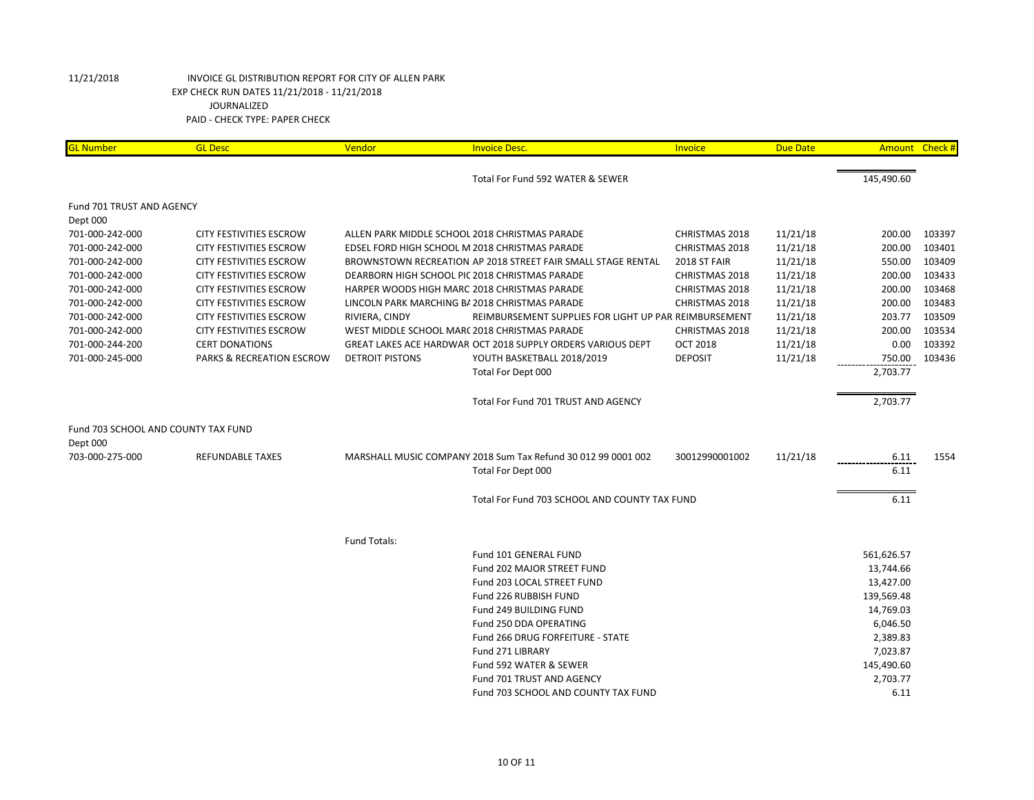11/21/2018 INVOICE GL DISTRIBUTION REPORT FOR CITY OF ALLEN PARK
EXP CHECK RUN DATES 11/21/2018 - 11/21/2018
JOURNALIZED
PAID - CHECK TYPE: PAPER CHECK

| GL Number | GL Desc | Vendor | Invoice Desc. | Invoice | Due Date | Amount | Check # |
|---|---|---|---|---|---|---|---|
| | | | Total For Fund 592 WATER & SEWER | | | 145,490.60 | |
| Fund 701 TRUST AND AGENCY | | | | | | | |
| Dept 000 | | | | | | | |
| 701-000-242-000 | CITY FESTIVITIES ESCROW | ALLEN PARK MIDDLE SCHOOL | 2018 CHRISTMAS PARADE | CHRISTMAS 2018 | 11/21/18 | 200.00 | 103397 |
| 701-000-242-000 | CITY FESTIVITIES ESCROW | EDSEL FORD HIGH SCHOOL M | 2018 CHRISTMAS PARADE | CHRISTMAS 2018 | 11/21/18 | 200.00 | 103401 |
| 701-000-242-000 | CITY FESTIVITIES ESCROW | BROWNSTOWN RECREATION AP | 2018 STREET FAIR SMALL STAGE RENTAL | 2018 ST FAIR | 11/21/18 | 550.00 | 103409 |
| 701-000-242-000 | CITY FESTIVITIES ESCROW | DEARBORN HIGH SCHOOL PIC | 2018 CHRISTMAS PARADE | CHRISTMAS 2018 | 11/21/18 | 200.00 | 103433 |
| 701-000-242-000 | CITY FESTIVITIES ESCROW | HARPER WOODS HIGH MARC | 2018 CHRISTMAS PARADE | CHRISTMAS 2018 | 11/21/18 | 200.00 | 103468 |
| 701-000-242-000 | CITY FESTIVITIES ESCROW | LINCOLN PARK MARCHING BA | 2018 CHRISTMAS PARADE | CHRISTMAS 2018 | 11/21/18 | 200.00 | 103483 |
| 701-000-242-000 | CITY FESTIVITIES ESCROW | RIVIERA, CINDY | REIMBURSEMENT SUPPLIES FOR LIGHT UP PAR | REIMBURSEMENT | 11/21/18 | 203.77 | 103509 |
| 701-000-242-000 | CITY FESTIVITIES ESCROW | WEST MIDDLE SCHOOL MARC | 2018 CHRISTMAS PARADE | CHRISTMAS 2018 | 11/21/18 | 200.00 | 103534 |
| 701-000-244-200 | CERT DONATIONS | GREAT LAKES ACE HARDWAR | OCT 2018 SUPPLY ORDERS VARIOUS DEPT | OCT 2018 | 11/21/18 | 0.00 | 103392 |
| 701-000-245-000 | PARKS & RECREATION ESCROW | DETROIT PISTONS | YOUTH BASKETBALL 2018/2019 | DEPOSIT | 11/21/18 | 750.00 | 103436 |
| | | | Total For Dept 000 | | | 2,703.77 | |
| | | | Total For Fund 701 TRUST AND AGENCY | | | 2,703.77 | |
| Fund 703 SCHOOL AND COUNTY TAX FUND | | | | | | | |
| Dept 000 | | | | | | | |
| 703-000-275-000 | REFUNDABLE TAXES | MARSHALL MUSIC COMPANY | 2018 Sum Tax Refund 30 012 99 0001 002 | 30012990001002 | 11/21/18 | 6.11 | 1554 |
| | | | Total For Dept 000 | | | 6.11 | |
| | | | Total For Fund 703 SCHOOL AND COUNTY TAX FUND | | | 6.11 | |

| Fund Totals: | |
|---|---|
| Fund 101 GENERAL FUND | 561,626.57 |
| Fund 202 MAJOR STREET FUND | 13,744.66 |
| Fund 203 LOCAL STREET FUND | 13,427.00 |
| Fund 226 RUBBISH FUND | 139,569.48 |
| Fund 249 BUILDING FUND | 14,769.03 |
| Fund 250 DDA OPERATING | 6,046.50 |
| Fund 266 DRUG FORFEITURE - STATE | 2,389.83 |
| Fund 271 LIBRARY | 7,023.87 |
| Fund 592 WATER & SEWER | 145,490.60 |
| Fund 701 TRUST AND AGENCY | 2,703.77 |
| Fund 703 SCHOOL AND COUNTY TAX FUND | 6.11 |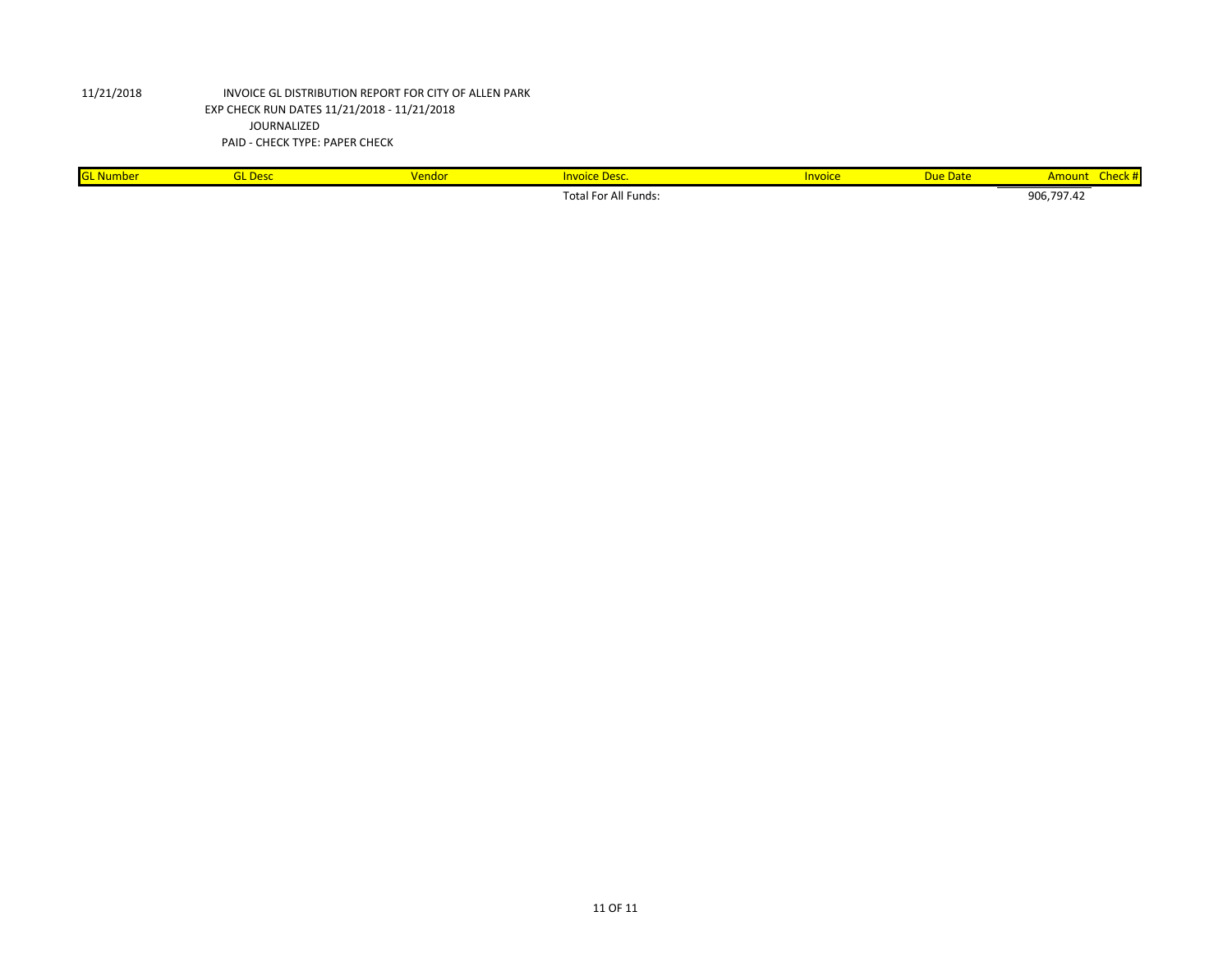11/21/2018 INVOICE GL DISTRIBUTION REPORT FOR CITY OF ALLEN PARK

EXP CHECK RUN DATES 11/21/2018 - 11/21/2018

JOURNALIZED

PAID - CHECK TYPE: PAPER CHECK

| GL Number | GL Desc | Vendor | Invoice Desc. | Invoice | Due Date | Amount | Check # |
|---|---|---|---|---|---|---|---|
| | | | Total For All Funds: | | | 906,797.42 | |